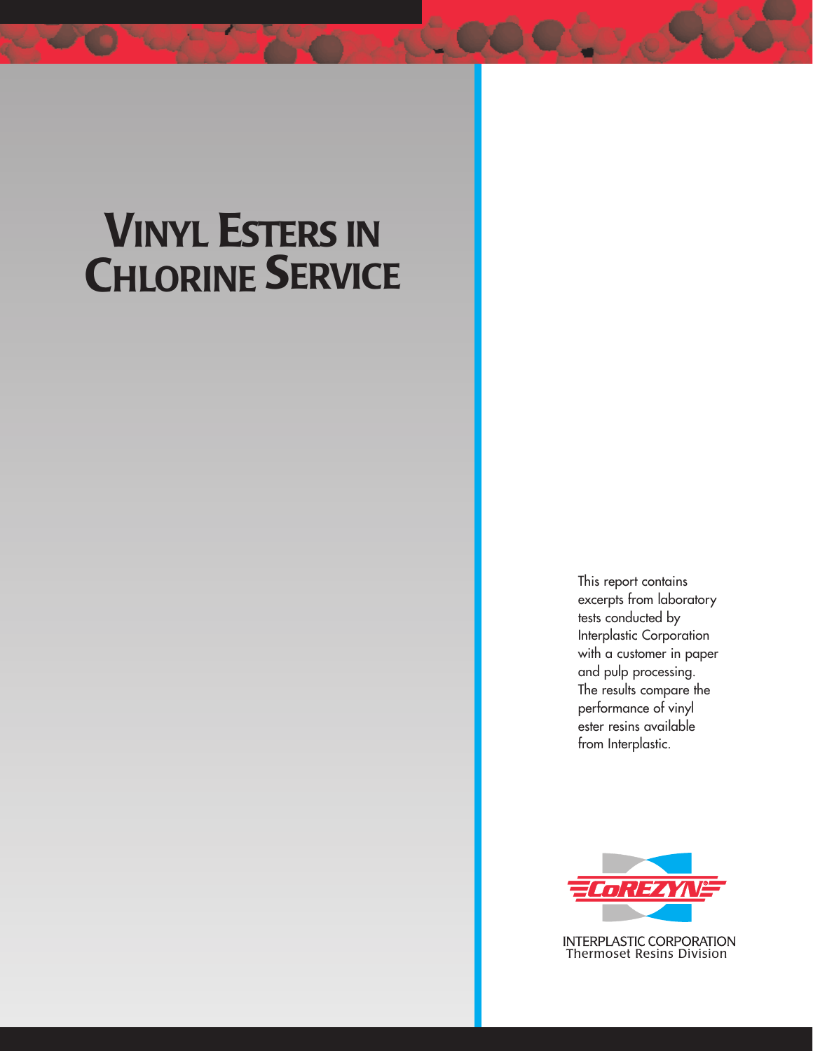# VINYL ESTERS IN CHLORINE SERVICE

This report contains excerpts from laboratory tests conducted by Interplastic Corporation with a customer in paper and pulp processing. The results compare the performance of vinyl ester resins available from Interplastic.

COREZYN

INTERPLASTIC CORPORATION
Thermoset Resins Division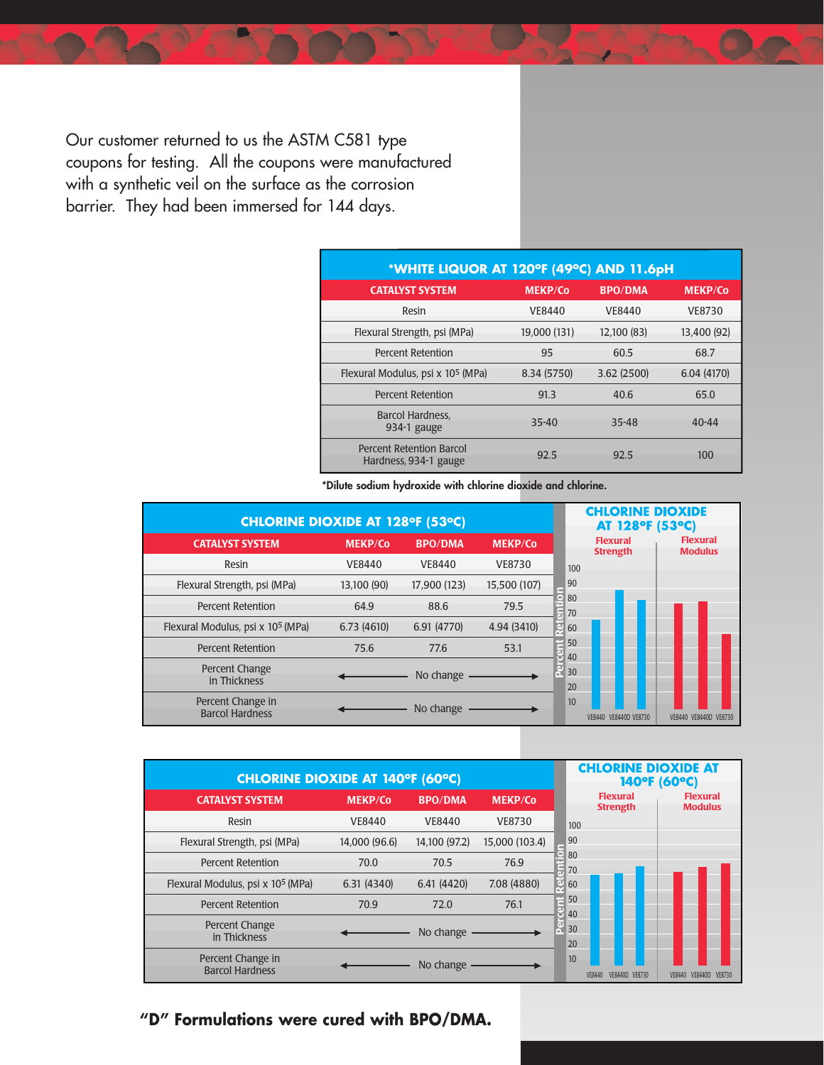Our customer returned to us the ASTM C581 type coupons for testing. All the coupons were manufactured with a synthetic veil on the surface as the corrosion barrier. They had been immersed for 144 days.

| *WHITE LIQUOR AT 120°F (49°C) AND 11.6pH | | | |
|---|---|---|---|
| CATALYST SYSTEM | MEKP/Co | BPO/DMA | MEKP/Co |
| Resin | VE8440 | VE8440 | VE8730 |
| Flexural Strength, psi (MPa) | 19,000 (131) | 12,100 (83) | 13,400 (92) |
| Percent Retention | 95 | 60.5 | 68.7 |
| Flexural Modulus, psi x $10^5$ (MPa) | 8.34 (5750) | 3.62 (2500) | 6.04 (4170) |
| Percent Retention | 91.3 | 40.6 | 65.0 |
| Barcol Hardness, 934-1 gauge | 35-40 | 35-48 | 40-44 |
| Percent Retention Barcol Hardness, 934-1 gauge | 92.5 | 92.5 | 100 |

*Dilute sodium hydroxide with chlorine dioxide and chlorine.

| CHLORINE DIOXIDE AT 128°F (53°C) | | | |
|---|---|---|---|
| CATALYST SYSTEM | MEKP/Co | BPO/DMA | MEKP/Co |
| Resin | VE8440 | VE8440 | VE8730 |
| Flexural Strength, psi (MPa) | 13,100 (90) | 17,900 (123) | 15,500 (107) |
| Percent Retention | 64.9 | 88.6 | 79.5 |
| Flexural Modulus, psi x $10^5$ (MPa) | 6.73 (4610) | 6.91 (4770) | 4.94 (3410) |
| Percent Retention | 75.6 | 77.6 | 53.1 |
| Percent Change in Thickness | ← No change → | | |
| Percent Change in Barcol Hardness | ← No change → | | |

| CHLORINE DIOXIDE AT 140°F (60°C) | | | |
|---|---|---|---|
| CATALYST SYSTEM | MEKP/Co | BPO/DMA | MEKP/Co |
| Resin | VE8440 | VE8440 | VE8730 |
| Flexural Strength, psi (MPa) | 14,000 (96.6) | 14,100 (97.2) | 15,000 (103.4) |
| Percent Retention | 70.0 | 70.5 | 76.9 |
| Flexural Modulus, psi x $10^5$ (MPa) | 6.31 (4340) | 6.41 (4420) | 7.08 (4880) |
| Percent Retention | 70.9 | 72.0 | 76.1 |
| Percent Change in Thickness | ← No change → | | |
| Percent Change in Barcol Hardness | ← No change → | | |

**"D" Formulations were cured with BPO/DMA.**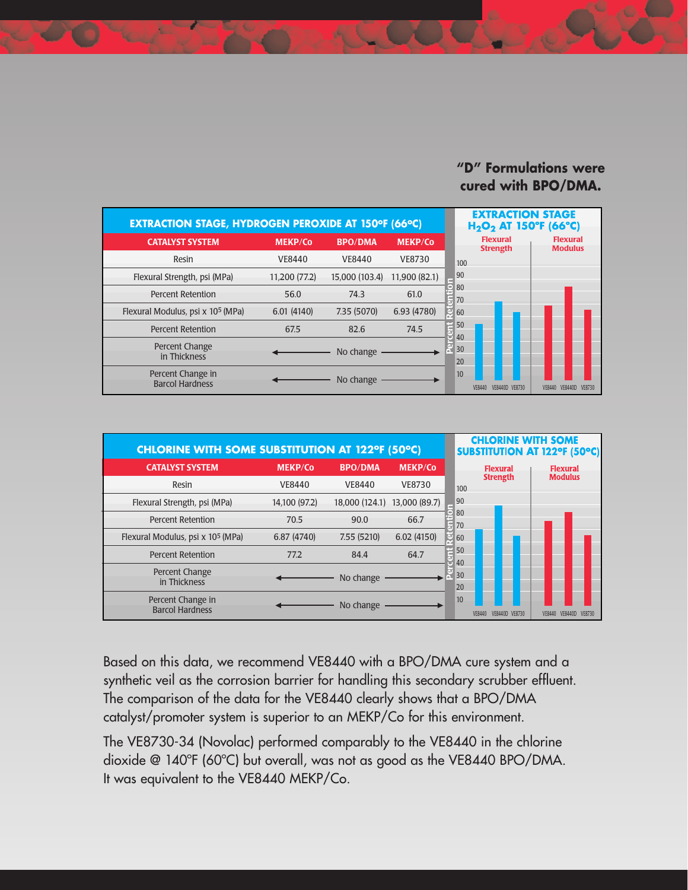**"D" Formulations were cured with BPO/DMA.**

| EXTRACTION STAGE, HYDROGEN PEROXIDE AT 150°F (66°C) | | | |
|---|---|---|---|
| CATALYST SYSTEM | MEKP/Co | BPO/DMA | MEKP/Co |
| Resin | VE8440 | VE8440 | VE8730 |
| Flexural Strength, psi (MPa) | 11,200 (77.2) | 15,000 (103.4) | 11,900 (82.1) |
| Percent Retention | 56.0 | 74.3 | 61.0 |
| Flexural Modulus, psi x $10^5$ (MPa) | 6.01 (4140) | 7.35 (5070) | 6.93 (4780) |
| Percent Retention | 67.5 | 82.6 | 74.5 |
| Percent Change in Thickness | ← No change → | | |
| Percent Change in Barcol Hardness | ← No change → | | |

**EXTRACTION STAGE $H_2O_2$ AT 150°F (66°C)**

| CHLORINE WITH SOME SUBSTITUTION AT 122°F (50°C) | | | |
|---|---|---|---|
| CATALYST SYSTEM | MEKP/Co | BPO/DMA | MEKP/Co |
| Resin | VE8440 | VE8440 | VE8730 |
| Flexural Strength, psi (MPa) | 14,100 (97.2) | 18,000 (124.1) | 13,000 (89.7) |
| Percent Retention | 70.5 | 90.0 | 66.7 |
| Flexural Modulus, psi x $10^5$ (MPa) | 6.87 (4740) | 7.55 (5210) | 6.02 (4150) |
| Percent Retention | 77.2 | 84.4 | 64.7 |
| Percent Change in Thickness | ← No change → | | |
| Percent Change in Barcol Hardness | ← No change → | | |

**CHLORINE WITH SOME SUBSTITUTION AT 122°F (50°C)**

Based on this data, we recommend VE8440 with a BPO/DMA cure system and a synthetic veil as the corrosion barrier for handling this secondary scrubber effluent. The comparison of the data for the VE8440 clearly shows that a BPO/DMA catalyst/promoter system is superior to an MEKP/Co for this environment.

The VE8730-34 (Novolac) performed comparably to the VE8440 in the chlorine dioxide @ 140°F (60°C) but overall, was not as good as the VE8440 BPO/DMA. It was equivalent to the VE8440 MEKP/Co.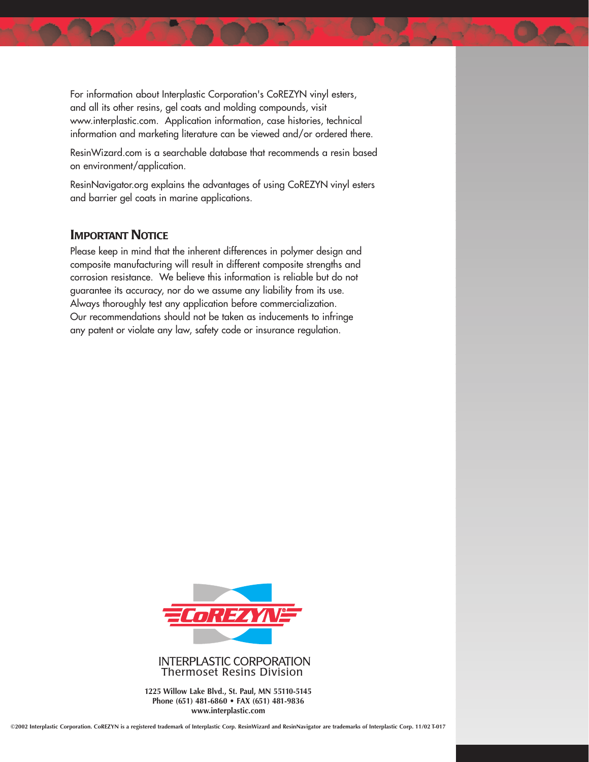For information about Interplastic Corporation's CoREZYN vinyl esters, and all its other resins, gel coats and molding compounds, visit www.interplastic.com. Application information, case histories, technical information and marketing literature can be viewed and/or ordered there.

ResinWizard.com is a searchable database that recommends a resin based on environment/application.

ResinNavigator.org explains the advantages of using CoREZYN vinyl esters and barrier gel coats in marine applications.

## Important Notice

Please keep in mind that the inherent differences in polymer design and composite manufacturing will result in different composite strengths and corrosion resistance. We believe this information is reliable but do not guarantee its accuracy, nor do we assume any liability from its use. Always thoroughly test any application before commercialization. Our recommendations should not be taken as inducements to infringe any patent or violate any law, safety code or insurance regulation.

CoREZYN®

INTERPLASTIC CORPORATION
Thermoset Resins Division

**1225 Willow Lake Blvd., St. Paul, MN 55110-5145**
**Phone (651) 481-6860 • FAX (651) 481-9836**
**www.interplastic.com**

**©2002 Interplastic Corporation. CoREZYN is a registered trademark of Interplastic Corp. ResinWizard and ResinNavigator are trademarks of Interplastic Corp. 11/02 T-017**